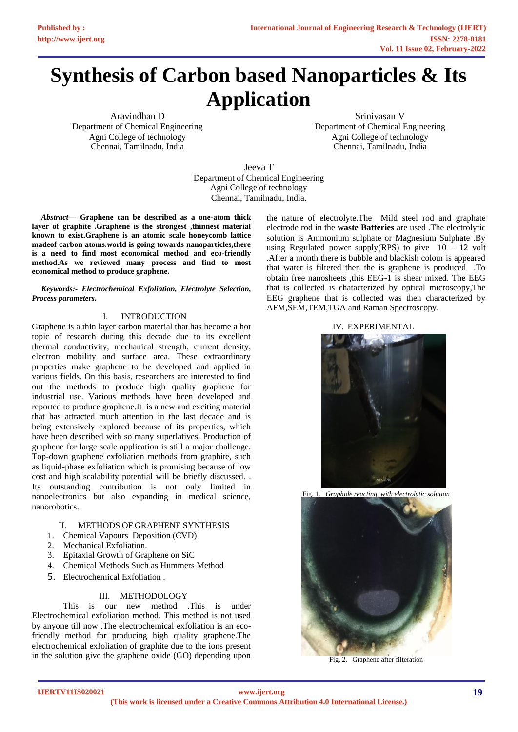# Synthesis of Carbon based Nanoparticles & Its Application

Aravindhan D
Department of Chemical Engineering
Agni College of technology
Chennai, Tamilnadu, India

Srinivasan V
Department of Chemical Engineering
Agni College of technology
Chennai, Tamilnadu, India

Jeeva T
Department of Chemical Engineering
Agni College of technology
Chennai, Tamilnadu, India.

***Abstract*— Graphene can be described as a one-atom thick layer of graphite .Graphene is the strongest ,thinnest material known to exist.Graphene is an atomic scale honeycomb lattice madeof carbon atoms.world is going towards nanoparticles,there is a need to find most economical method and eco-friendly method.As we reviewed many process and find to most economical method to produce graphene.**

***Keywords:- Electrochemical Exfoliation, Electrolyte Selection, Process parameters.***

## I. INTRODUCTION

Graphene is a thin layer carbon material that has become a hot topic of research during this decade due to its excellent thermal conductivity, mechanical strength, current density, electron mobility and surface area. These extraordinary properties make graphene to be developed and applied in various fields. On this basis, researchers are interested to find out the methods to produce high quality graphene for industrial use. Various methods have been developed and reported to produce graphene.It is a new and exciting material that has attracted much attention in the last decade and is being extensively explored because of its properties, which have been described with so many superlatives. Production of graphene for large scale application is still a major challenge. Top-down graphene exfoliation methods from graphite, such as liquid-phase exfoliation which is promising because of low cost and high scalability potential will be briefly discussed. . Its outstanding contribution is not only limited in nanoelectronics but also expanding in medical science, nanorobotics.

## II. METHODS OF GRAPHENE SYNTHESIS

1. Chemical Vapours Deposition (CVD)
2. Mechanical Exfoliation.
3. Epitaxial Growth of Graphene on SiC
4. Chemical Methods Such as Hummers Method
5. Electrochemical Exfoliation .

## III. METHODOLOGY

This is our new method .This is under Electrochemical exfoliation method. This method is not used by anyone till now .The electrochemical exfoliation is an eco-friendly method for producing high quality graphene.The electrochemical exfoliation of graphite due to the ions present in the solution give the graphene oxide (GO) depending upon the nature of electrolyte.The Mild steel rod and graphate electrode rod in the **waste Batteries** are used .The electrolytic solution is Ammonium sulphate or Magnesium Sulphate .By using Regulated power supply(RPS) to give 10 – 12 volt .After a month there is bubble and blackish colour is appeared that water is filtered then the is graphene is produced .To obtain free nanosheets ,this EEG-1 is shear mixed. The EEG that is collected is chatacterized by optical microscopy,The EEG graphene that is collected was then characterized by AFM,SEM,TEM,TGA and Raman Spectroscopy.

## IV. EXPERIMENTAL

Fig. 1. *Graphide reacting with electrolytic solution*

Fig. 2. Graphene after filteration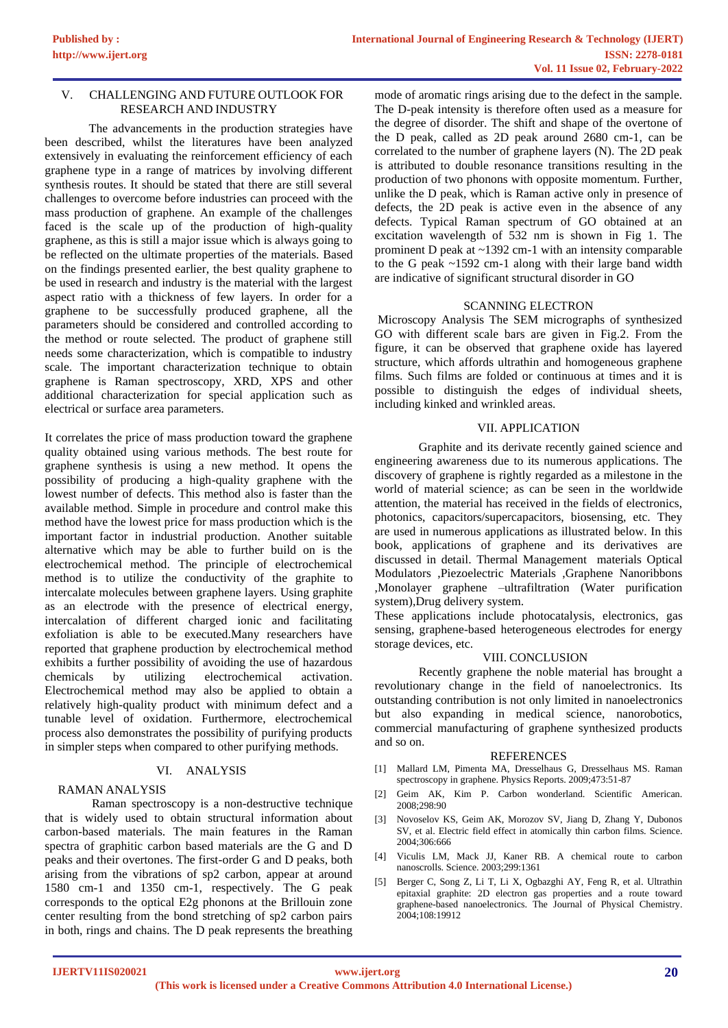## V. CHALLENGING AND FUTURE OUTLOOK FOR RESEARCH AND INDUSTRY

The advancements in the production strategies have been described, whilst the literatures have been analyzed extensively in evaluating the reinforcement efficiency of each graphene type in a range of matrices by involving different synthesis routes. It should be stated that there are still several challenges to overcome before industries can proceed with the mass production of graphene. An example of the challenges faced is the scale up of the production of high-quality graphene, as this is still a major issue which is always going to be reflected on the ultimate properties of the materials. Based on the findings presented earlier, the best quality graphene to be used in research and industry is the material with the largest aspect ratio with a thickness of few layers. In order for a graphene to be successfully produced graphene, all the parameters should be considered and controlled according to the method or route selected. The product of graphene still needs some characterization, which is compatible to industry scale. The important characterization technique to obtain graphene is Raman spectroscopy, XRD, XPS and other additional characterization for special application such as electrical or surface area parameters.

It correlates the price of mass production toward the graphene quality obtained using various methods. The best route for graphene synthesis is using a new method. It opens the possibility of producing a high-quality graphene with the lowest number of defects. This method also is faster than the available method. Simple in procedure and control make this method have the lowest price for mass production which is the important factor in industrial production. Another suitable alternative which may be able to further build on is the electrochemical method. The principle of electrochemical method is to utilize the conductivity of the graphite to intercalate molecules between graphene layers. Using graphite as an electrode with the presence of electrical energy, intercalation of different charged ionic and facilitating exfoliation is able to be executed.Many researchers have reported that graphene production by electrochemical method exhibits a further possibility of avoiding the use of hazardous chemicals by utilizing electrochemical activation. Electrochemical method may also be applied to obtain a relatively high-quality product with minimum defect and a tunable level of oxidation. Furthermore, electrochemical process also demonstrates the possibility of purifying products in simpler steps when compared to other purifying methods.

## VI. ANALYSIS

### RAMAN ANALYSIS

Raman spectroscopy is a non-destructive technique that is widely used to obtain structural information about carbon-based materials. The main features in the Raman spectra of graphitic carbon based materials are the G and D peaks and their overtones. The first-order G and D peaks, both arising from the vibrations of sp2 carbon, appear at around 1580 cm-1 and 1350 cm-1, respectively. The G peak corresponds to the optical E2g phonons at the Brillouin zone center resulting from the bond stretching of sp2 carbon pairs in both, rings and chains. The D peak represents the breathing mode of aromatic rings arising due to the defect in the sample. The D-peak intensity is therefore often used as a measure for the degree of disorder. The shift and shape of the overtone of the D peak, called as 2D peak around 2680 cm-1, can be correlated to the number of graphene layers (N). The 2D peak is attributed to double resonance transitions resulting in the production of two phonons with opposite momentum. Further, unlike the D peak, which is Raman active only in presence of defects, the 2D peak is active even in the absence of any defects. Typical Raman spectrum of GO obtained at an excitation wavelength of 532 nm is shown in Fig 1. The prominent D peak at ~1392 cm-1 with an intensity comparable to the G peak ~1592 cm-1 along with their large band width are indicative of significant structural disorder in GO

### SCANNING ELECTRON

Microscopy Analysis The SEM micrographs of synthesized GO with different scale bars are given in Fig.2. From the figure, it can be observed that graphene oxide has layered structure, which affords ultrathin and homogeneous graphene films. Such films are folded or continuous at times and it is possible to distinguish the edges of individual sheets, including kinked and wrinkled areas.

## VII. APPLICATION

Graphite and its derivate recently gained science and engineering awareness due to its numerous applications. The discovery of graphene is rightly regarded as a milestone in the world of material science; as can be seen in the worldwide attention, the material has received in the fields of electronics, photonics, capacitors/supercapacitors, biosensing, etc. They are used in numerous applications as illustrated below. In this book, applications of graphene and its derivatives are discussed in detail. Thermal Management materials Optical Modulators ,Piezoelectric Materials ,Graphene Nanoribbons ,Monolayer graphene –ultrafiltration (Water purification system),Drug delivery system.

These applications include photocatalysis, electronics, gas sensing, graphene-based heterogeneous electrodes for energy storage devices, etc.

## VIII. CONCLUSION

Recently graphene the noble material has brought a revolutionary change in the field of nanoelectronics. Its outstanding contribution is not only limited in nanoelectronics but also expanding in medical science, nanorobotics, commercial manufacturing of graphene synthesized products and so on.

## REFERENCES

[1] Mallard LM, Pimenta MA, Dresselhaus G, Dresselhaus MS. Raman spectroscopy in graphene. Physics Reports. 2009;473:51-87

[2] Geim AK, Kim P. Carbon wonderland. Scientific American. 2008;298:90

[3] Novoselov KS, Geim AK, Morozov SV, Jiang D, Zhang Y, Dubonos SV, et al. Electric field effect in atomically thin carbon films. Science. 2004;306:666

[4] Viculis LM, Mack JJ, Kaner RB. A chemical route to carbon nanoscrolls. Science. 2003;299:1361

[5] Berger C, Song Z, Li T, Li X, Ogbazghi AY, Feng R, et al. Ultrathin epitaxial graphite: 2D electron gas properties and a route toward graphene-based nanoelectronics. The Journal of Physical Chemistry. 2004;108:19912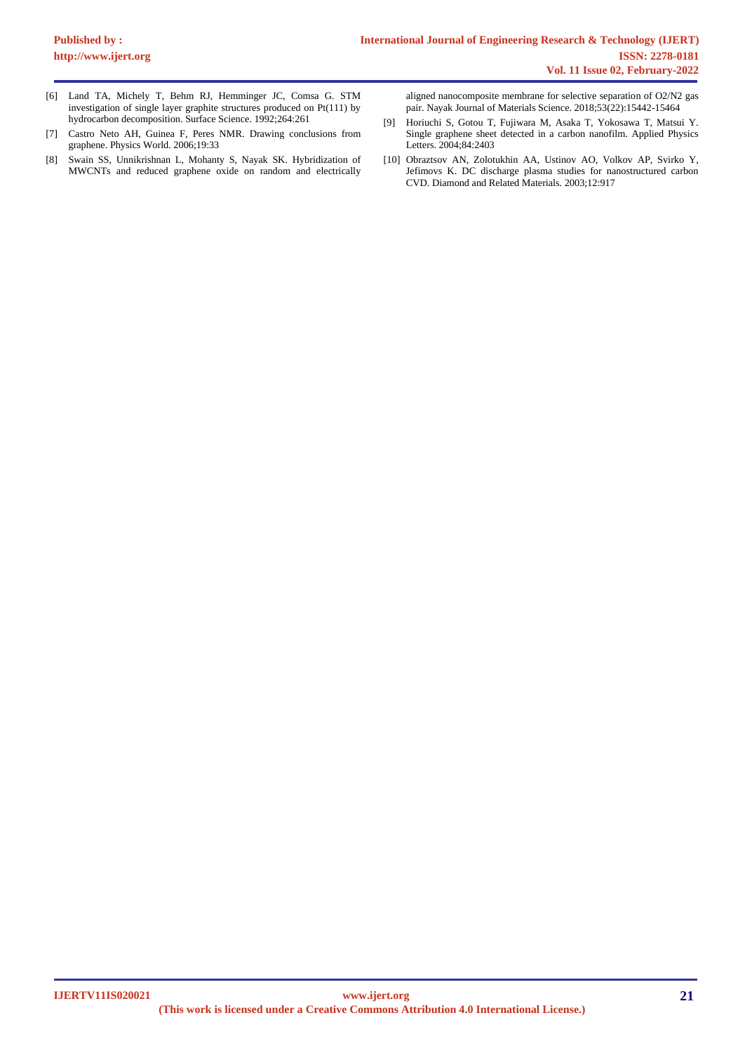[6] Land TA, Michely T, Behm RJ, Hemminger JC, Comsa G. STM investigation of single layer graphite structures produced on Pt(111) by hydrocarbon decomposition. Surface Science. 1992;264:261

[7] Castro Neto AH, Guinea F, Peres NMR. Drawing conclusions from graphene. Physics World. 2006;19:33

[8] Swain SS, Unnikrishnan L, Mohanty S, Nayak SK. Hybridization of MWCNTs and reduced graphene oxide on random and electrically aligned nanocomposite membrane for selective separation of O2/N2 gas pair. Nayak Journal of Materials Science. 2018;53(22):15442-15464

[9] Horiuchi S, Gotou T, Fujiwara M, Asaka T, Yokosawa T, Matsui Y. Single graphene sheet detected in a carbon nanofilm. Applied Physics Letters. 2004;84:2403

[10] Obraztsov AN, Zolotukhin AA, Ustinov AO, Volkov AP, Svirko Y, Jefimovs K. DC discharge plasma studies for nanostructured carbon CVD. Diamond and Related Materials. 2003;12:917